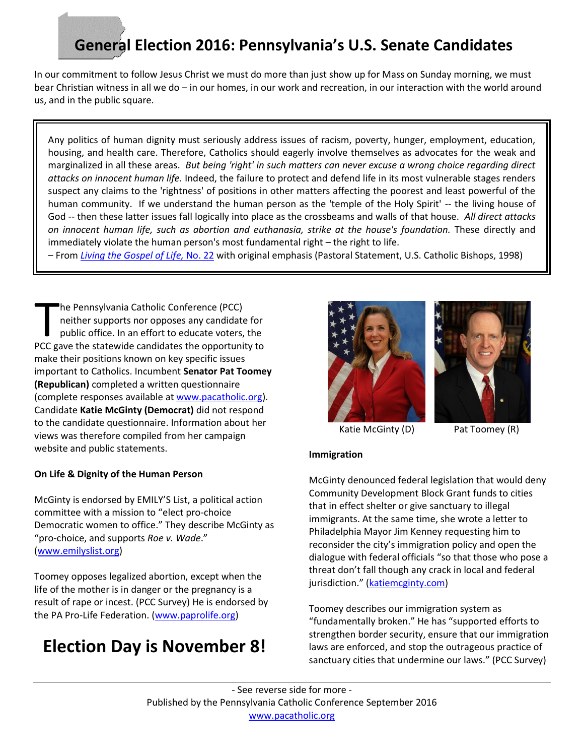# General Election 2016: Pennsylvania's U.S. Senate Candidates

In our commitment to follow Jesus Christ we must do more than just show up for Mass on Sunday morning, we must bear Christian witness in all we do – in our homes, in our work and recreation, in our interaction with the world around us, and in the public square.

> Any politics of human dignity must seriously address issues of racism, poverty, hunger, employment, education, housing, and health care. Therefore, Catholics should eagerly involve themselves as advocates for the weak and marginalized in all these areas. *But being 'right' in such matters can never excuse a wrong choice regarding direct attacks on innocent human life.* Indeed, the failure to protect and defend life in its most vulnerable stages renders suspect any claims to the 'rightness' of positions in other matters affecting the poorest and least powerful of the human community. If we understand the human person as the 'temple of the Holy Spirit' -- the living house of God -- then these latter issues fall logically into place as the crossbeams and walls of that house. *All direct attacks on innocent human life, such as abortion and euthanasia, strike at the house's foundation.* These directly and immediately violate the human person's most fundamental right – the right to life.
>
> – From *Living the Gospel of Life,* No. 22 with original emphasis (Pastoral Statement, U.S. Catholic Bishops, 1998)

The Pennsylvania Catholic Conference (PCC) neither supports nor opposes any candidate for public office. In an effort to educate voters, the PCC gave the statewide candidates the opportunity to make their positions known on key specific issues important to Catholics. Incumbent **Senator Pat Toomey (Republican)** completed a written questionnaire (complete responses available at www.pacatholic.org). Candidate **Katie McGinty (Democrat)** did not respond to the candidate questionnaire. Information about her views was therefore compiled from her campaign website and public statements.

Katie McGinty (D) Pat Toomey (R)

### On Life & Dignity of the Human Person

McGinty is endorsed by EMILY'S List, a political action committee with a mission to "elect pro-choice Democratic women to office." They describe McGinty as "pro-choice, and supports *Roe v. Wade*." (www.emilyslist.org)

Toomey opposes legalized abortion, except when the life of the mother is in danger or the pregnancy is a result of rape or incest. (PCC Survey) He is endorsed by the PA Pro-Life Federation. (www.paprolife.org)

## Election Day is November 8!

### Immigration

McGinty denounced federal legislation that would deny Community Development Block Grant funds to cities that in effect shelter or give sanctuary to illegal immigrants. At the same time, she wrote a letter to Philadelphia Mayor Jim Kenney requesting him to reconsider the city's immigration policy and open the dialogue with federal officials "so that those who pose a threat don't fall though any crack in local and federal jurisdiction." (katiemcginty.com)

Toomey describes our immigration system as "fundamentally broken." He has "supported efforts to strengthen border security, ensure that our immigration laws are enforced, and stop the outrageous practice of sanctuary cities that undermine our laws." (PCC Survey)

- See reverse side for more -

Published by the Pennsylvania Catholic Conference September 2016

www.pacatholic.org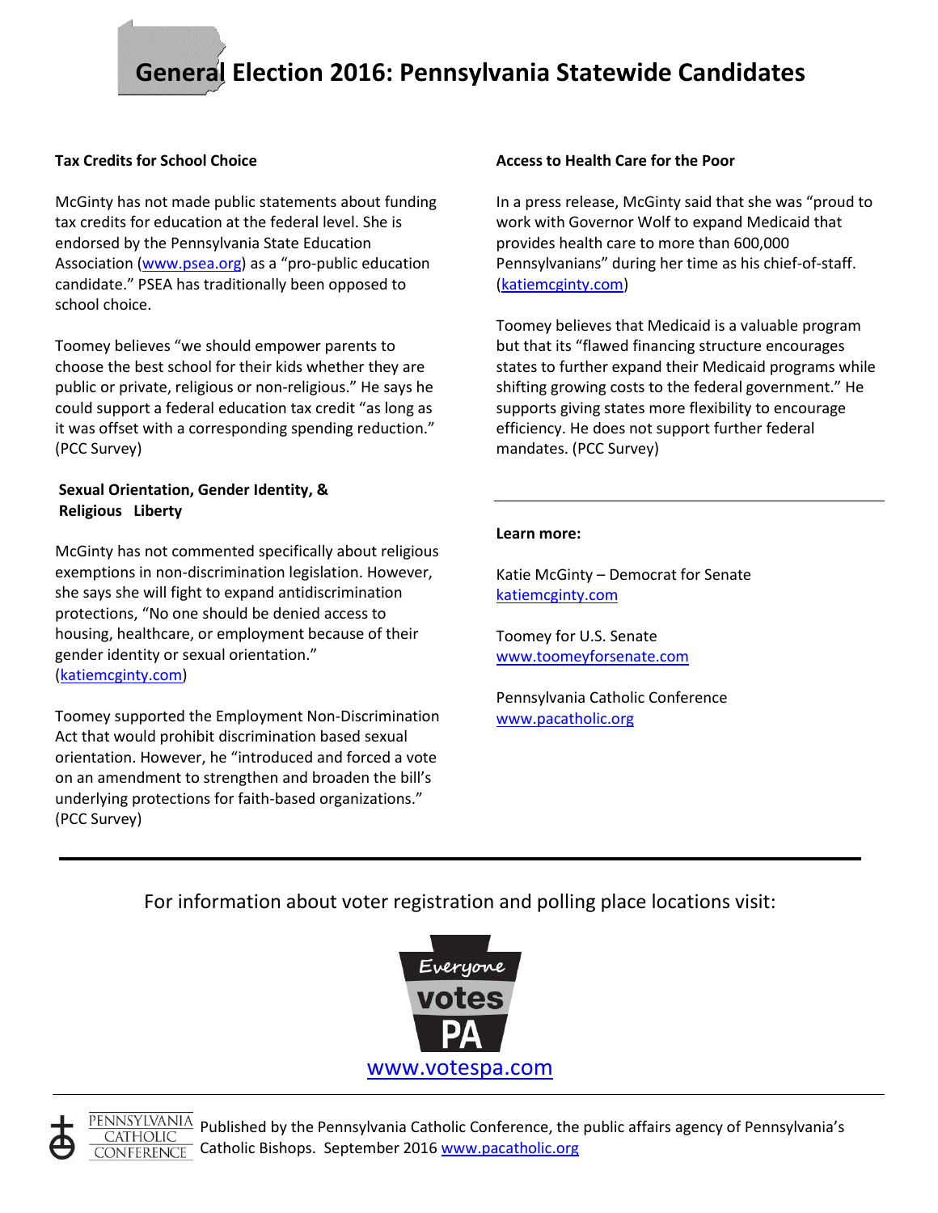# General Election 2016: Pennsylvania Statewide Candidates

**Tax Credits for School Choice**

McGinty has not made public statements about funding tax credits for education at the federal level. She is endorsed by the Pennsylvania State Education Association (www.psea.org) as a "pro-public education candidate." PSEA has traditionally been opposed to school choice.

Toomey believes "we should empower parents to choose the best school for their kids whether they are public or private, religious or non-religious." He says he could support a federal education tax credit "as long as it was offset with a corresponding spending reduction." (PCC Survey)

**Sexual Orientation, Gender Identity, & Religious Liberty**

McGinty has not commented specifically about religious exemptions in non-discrimination legislation. However, she says she will fight to expand antidiscrimination protections, "No one should be denied access to housing, healthcare, or employment because of their gender identity or sexual orientation." (katiemcginty.com)

Toomey supported the Employment Non-Discrimination Act that would prohibit discrimination based sexual orientation. However, he "introduced and forced a vote on an amendment to strengthen and broaden the bill's underlying protections for faith-based organizations." (PCC Survey)

**Access to Health Care for the Poor**

In a press release, McGinty said that she was "proud to work with Governor Wolf to expand Medicaid that provides health care to more than 600,000 Pennsylvanians" during her time as his chief-of-staff. (katiemcginty.com)

Toomey believes that Medicaid is a valuable program but that its "flawed financing structure encourages states to further expand their Medicaid programs while shifting growing costs to the federal government." He supports giving states more flexibility to encourage efficiency. He does not support further federal mandates. (PCC Survey)

---

**Learn more:**

Katie McGinty – Democrat for Senate
katiemcginty.com

Toomey for U.S. Senate
www.toomeyforsenate.com

Pennsylvania Catholic Conference
www.pacatholic.org

---

For information about voter registration and polling place locations visit:

Everyone votes PA

www.votespa.com

---

Pennsylvania Catholic Conference

Published by the Pennsylvania Catholic Conference, the public affairs agency of Pennsylvania's Catholic Bishops. September 2016 www.pacatholic.org